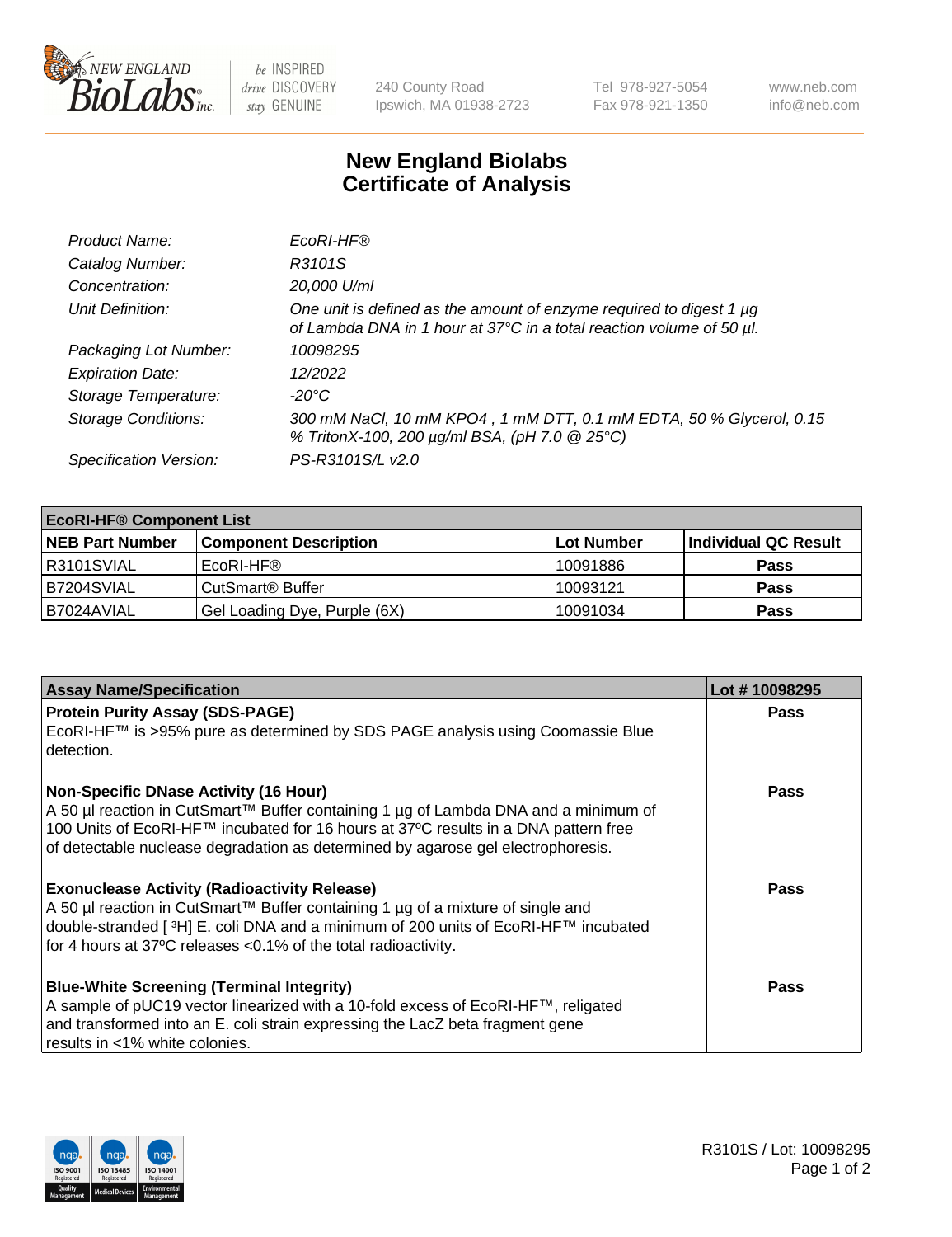New England BioLabs Inc. — be INSPIRED drive DISCOVERY stay GENUINE

240 County Road
Ipswich, MA 01938-2723

Tel 978-927-5054
Fax 978-921-1350

www.neb.com
info@neb.com

# New England Biolabs
# Certificate of Analysis

| | |
|---|---|
| *Product Name:* | *EcoRI-HF®* |
| *Catalog Number:* | *R3101S* |
| *Concentration:* | *20,000 U/ml* |
| *Unit Definition:* | *One unit is defined as the amount of enzyme required to digest 1 µg of Lambda DNA in 1 hour at 37°C in a total reaction volume of 50 µl.* |
| *Packaging Lot Number:* | *10098295* |
| *Expiration Date:* | *12/2022* |
| *Storage Temperature:* | *-20°C* |
| *Storage Conditions:* | *300 mM NaCl, 10 mM KPO4 , 1 mM DTT, 0.1 mM EDTA, 50 % Glycerol, 0.15 % TritonX-100, 200 µg/ml BSA, (pH 7.0 @ 25°C)* |
| *Specification Version:* | *PS-R3101S/L v2.0* |

| **EcoRI-HF® Component List** | | | |
|---|---|---|---|
| **NEB Part Number** | **Component Description** | **Lot Number** | **Individual QC Result** |
| R3101SVIAL | EcoRI-HF® | 10091886 | **Pass** |
| B7204SVIAL | CutSmart® Buffer | 10093121 | **Pass** |
| B7024AVIAL | Gel Loading Dye, Purple (6X) | 10091034 | **Pass** |

| **Assay Name/Specification** | **Lot # 10098295** |
|---|---|
| **Protein Purity Assay (SDS-PAGE)**<br>EcoRI-HF™ is >95% pure as determined by SDS PAGE analysis using Coomassie Blue detection. | **Pass** |
| **Non-Specific DNase Activity (16 Hour)**<br>A 50 µl reaction in CutSmart™ Buffer containing 1 µg of Lambda DNA and a minimum of 100 Units of EcoRI-HF™ incubated for 16 hours at 37ºC results in a DNA pattern free of detectable nuclease degradation as determined by agarose gel electrophoresis. | **Pass** |
| **Exonuclease Activity (Radioactivity Release)**<br>A 50 µl reaction in CutSmart™ Buffer containing 1 µg of a mixture of single and double-stranded [ $^{3}$H] E. coli DNA and a minimum of 200 units of EcoRI-HF™ incubated for 4 hours at 37ºC releases <0.1% of the total radioactivity. | **Pass** |
| **Blue-White Screening (Terminal Integrity)**<br>A sample of pUC19 vector linearized with a 10-fold excess of EcoRI-HF™, religated and transformed into an E. coli strain expressing the LacZ beta fragment gene results in <1% white colonies. | **Pass** |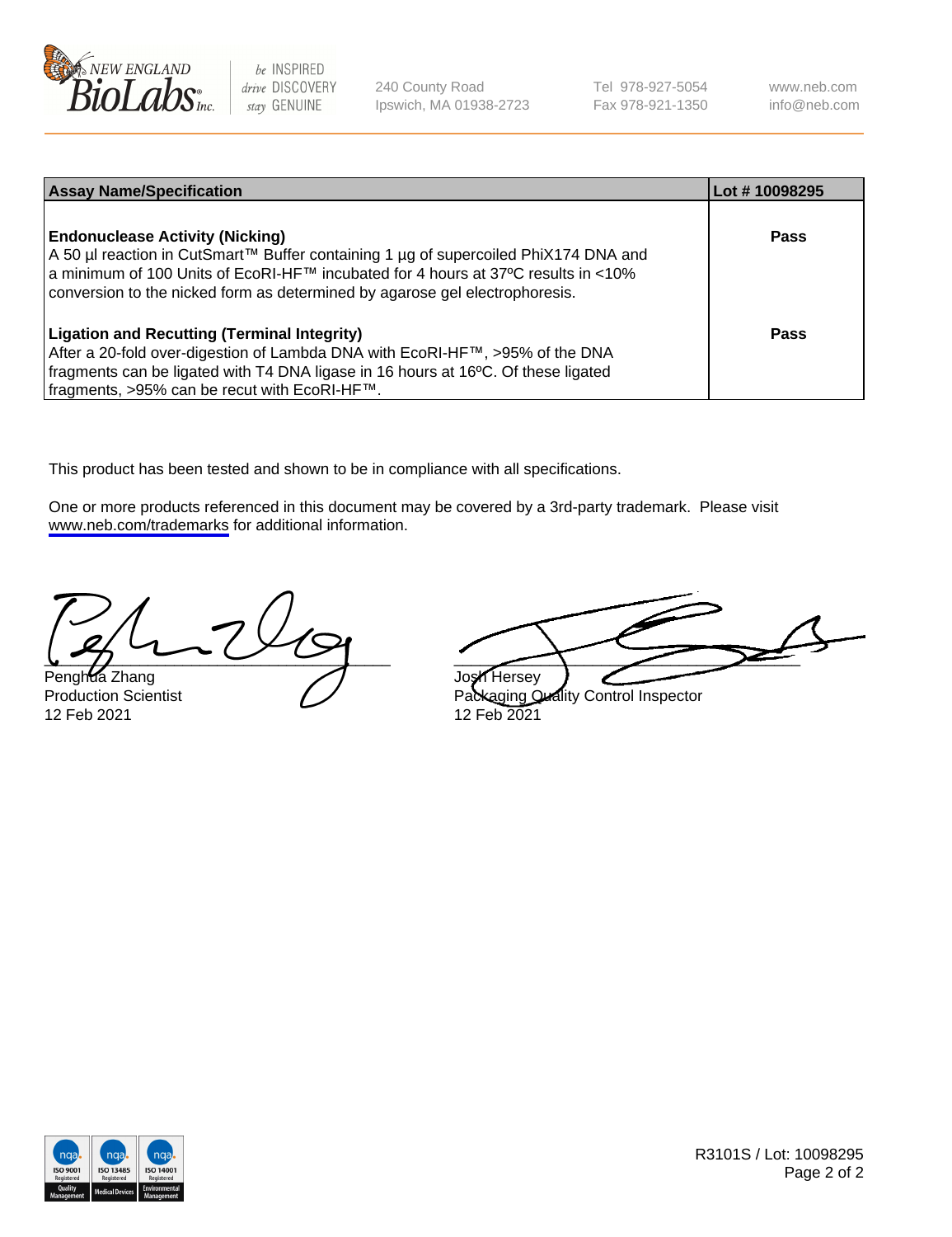| Assay Name/Specification | Lot # 10098295 |
|---|---|
| **Endonuclease Activity (Nicking)**<br>A 50 µl reaction in CutSmart™ Buffer containing 1 µg of supercoiled PhiX174 DNA and a minimum of 100 Units of EcoRI-HF™ incubated for 4 hours at 37ºC results in <10% conversion to the nicked form as determined by agarose gel electrophoresis. | **Pass** |
| **Ligation and Recutting (Terminal Integrity)**<br>After a 20-fold over-digestion of Lambda DNA with EcoRI-HF™, >95% of the DNA fragments can be ligated with T4 DNA ligase in 16 hours at 16ºC. Of these ligated fragments, >95% can be recut with EcoRI-HF™. | **Pass** |

This product has been tested and shown to be in compliance with all specifications.

One or more products referenced in this document may be covered by a 3rd-party trademark. Please visit www.neb.com/trademarks for additional information.

Penghua Zhang
Production Scientist
12 Feb 2021

Josh Hersey
Packaging Quality Control Inspector
12 Feb 2021

R3101S / Lot: 10098295